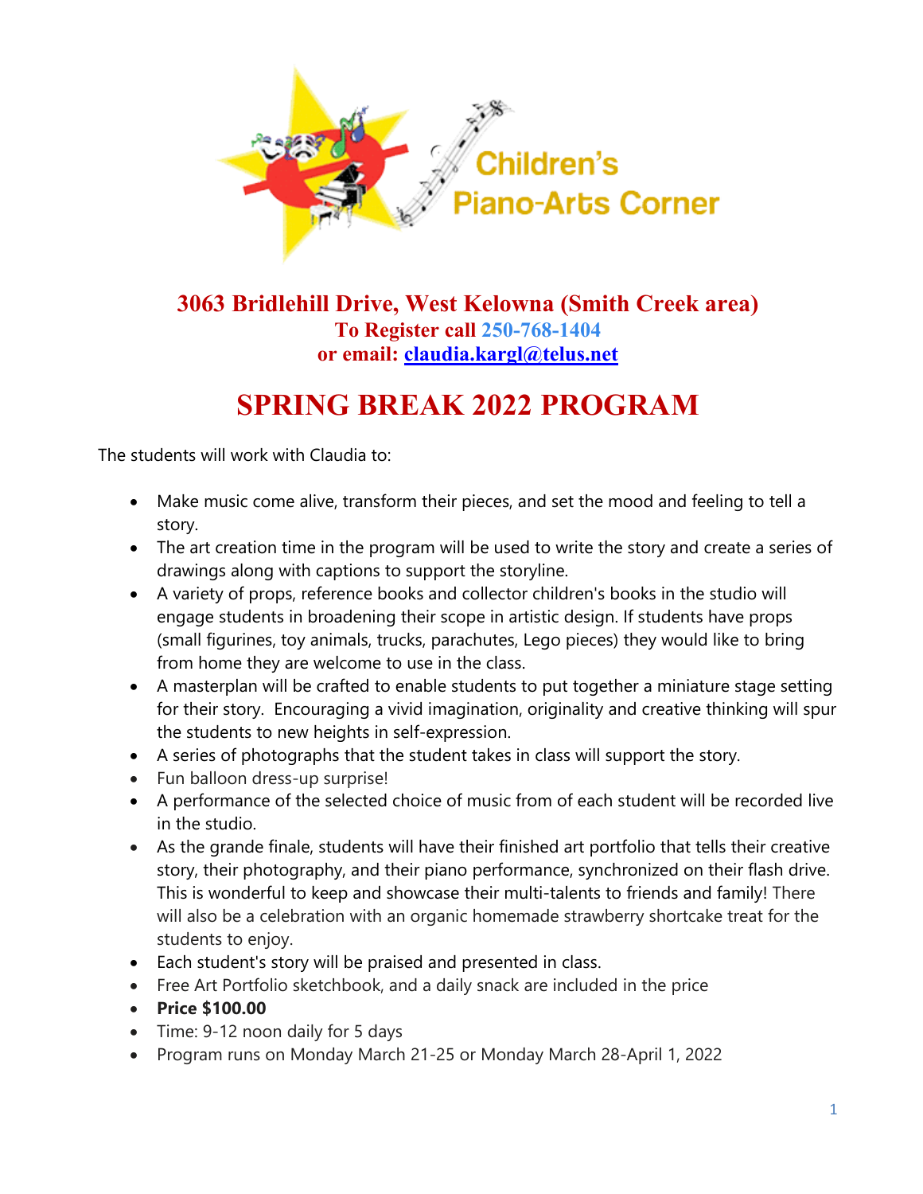Children's Piano-Arts Corner

**3063 Bridlehill Drive, West Kelowna (Smith Creek area)**
**To Register call 250-768-1404**
**or email: [claudia.kargl@telus.net](mailto:claudia.kargl@telus.net)**

# SPRING BREAK 2022 PROGRAM

The students will work with Claudia to:

- Make music come alive, transform their pieces, and set the mood and feeling to tell a story.
- The art creation time in the program will be used to write the story and create a series of drawings along with captions to support the storyline.
- A variety of props, reference books and collector children's books in the studio will engage students in broadening their scope in artistic design. If students have props (small figurines, toy animals, trucks, parachutes, Lego pieces) they would like to bring from home they are welcome to use in the class.
- A masterplan will be crafted to enable students to put together a miniature stage setting for their story. Encouraging a vivid imagination, originality and creative thinking will spur the students to new heights in self-expression.
- A series of photographs that the student takes in class will support the story.
- Fun balloon dress-up surprise!
- A performance of the selected choice of music from of each student will be recorded live in the studio.
- As the grande finale, students will have their finished art portfolio that tells their creative story, their photography, and their piano performance, synchronized on their flash drive. This is wonderful to keep and showcase their multi-talents to friends and family! There will also be a celebration with an organic homemade strawberry shortcake treat for the students to enjoy.
- Each student's story will be praised and presented in class.
- Free Art Portfolio sketchbook, and a daily snack are included in the price
- **Price $100.00**
- Time: 9-12 noon daily for 5 days
- Program runs on Monday March 21-25 or Monday March 28-April 1, 2022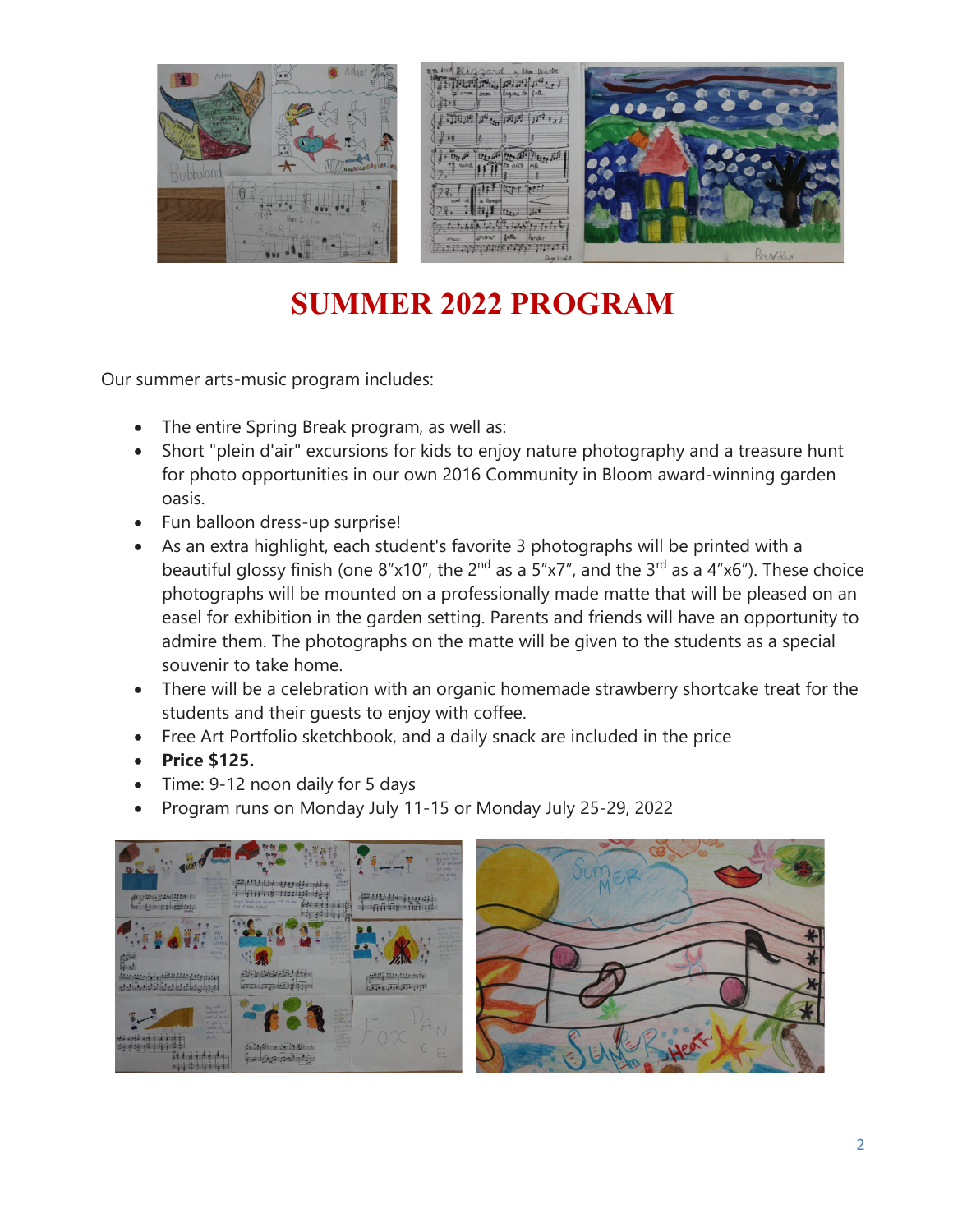# SUMMER 2022 PROGRAM

Our summer arts-music program includes:

- The entire Spring Break program, as well as:
- Short "plein d'air" excursions for kids to enjoy nature photography and a treasure hunt for photo opportunities in our own 2016 Community in Bloom award-winning garden oasis.
- Fun balloon dress-up surprise!
- As an extra highlight, each student's favorite 3 photographs will be printed with a beautiful glossy finish (one 8″x10″, the 2nd as a 5″x7″, and the 3rd as a 4″x6″). These choice photographs will be mounted on a professionally made matte that will be pleased on an easel for exhibition in the garden setting. Parents and friends will have an opportunity to admire them. The photographs on the matte will be given to the students as a special souvenir to take home.
- There will be a celebration with an organic homemade strawberry shortcake treat for the students and their guests to enjoy with coffee.
- Free Art Portfolio sketchbook, and a daily snack are included in the price
- **Price $125.**
- Time: 9-12 noon daily for 5 days
- Program runs on Monday July 11-15 or Monday July 25-29, 2022